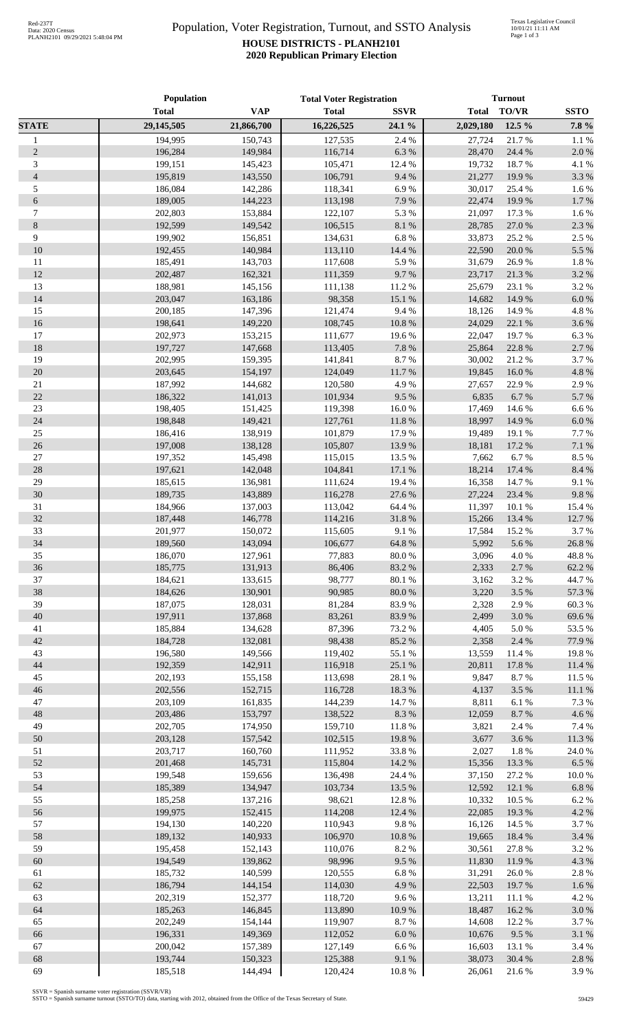# Population, Voter Registration, Turnout, and SSTO Analysis

## HOUSE DISTRICTS - PLANH2101

## 2020 Republican Primary Election

| | Population | | Total Voter Registration | | Turnout | | |
|---|---|---|---|---|---|---|---|
| | Total | VAP | Total | SSVR | Total | TO/VR | SSTO |
| **STATE** | **29,145,505** | **21,866,700** | **16,226,525** | **24.1 %** | **2,029,180** | **12.5 %** | **7.8 %** |
| 1 | 194,995 | 150,743 | 127,535 | 2.4 % | 27,724 | 21.7 % | 1.1 % |
| 2 | 196,284 | 149,984 | 116,714 | 6.3 % | 28,470 | 24.4 % | 2.0 % |
| 3 | 199,151 | 145,423 | 105,471 | 12.4 % | 19,732 | 18.7 % | 4.1 % |
| 4 | 195,819 | 143,550 | 106,791 | 9.4 % | 21,277 | 19.9 % | 3.3 % |
| 5 | 186,084 | 142,286 | 118,341 | 6.9 % | 30,017 | 25.4 % | 1.6 % |
| 6 | 189,005 | 144,223 | 113,198 | 7.9 % | 22,474 | 19.9 % | 1.7 % |
| 7 | 202,803 | 153,884 | 122,107 | 5.3 % | 21,097 | 17.3 % | 1.6 % |
| 8 | 192,599 | 149,542 | 106,515 | 8.1 % | 28,785 | 27.0 % | 2.3 % |
| 9 | 199,902 | 156,851 | 134,631 | 6.8 % | 33,873 | 25.2 % | 2.5 % |
| 10 | 192,455 | 140,984 | 113,110 | 14.4 % | 22,590 | 20.0 % | 5.5 % |
| 11 | 185,491 | 143,703 | 117,608 | 5.9 % | 31,679 | 26.9 % | 1.8 % |
| 12 | 202,487 | 162,321 | 111,359 | 9.7 % | 23,717 | 21.3 % | 3.2 % |
| 13 | 188,981 | 145,156 | 111,138 | 11.2 % | 25,679 | 23.1 % | 3.2 % |
| 14 | 203,047 | 163,186 | 98,358 | 15.1 % | 14,682 | 14.9 % | 6.0 % |
| 15 | 200,185 | 147,396 | 121,474 | 9.4 % | 18,126 | 14.9 % | 4.8 % |
| 16 | 198,641 | 149,220 | 108,745 | 10.8 % | 24,029 | 22.1 % | 3.6 % |
| 17 | 202,973 | 153,215 | 111,677 | 19.6 % | 22,047 | 19.7 % | 6.3 % |
| 18 | 197,727 | 147,668 | 113,405 | 7.8 % | 25,864 | 22.8 % | 2.7 % |
| 19 | 202,995 | 159,395 | 141,841 | 8.7 % | 30,002 | 21.2 % | 3.7 % |
| 20 | 203,645 | 154,197 | 124,049 | 11.7 % | 19,845 | 16.0 % | 4.8 % |
| 21 | 187,992 | 144,682 | 120,580 | 4.9 % | 27,657 | 22.9 % | 2.9 % |
| 22 | 186,322 | 141,013 | 101,934 | 9.5 % | 6,835 | 6.7 % | 5.7 % |
| 23 | 198,405 | 151,425 | 119,398 | 16.0 % | 17,469 | 14.6 % | 6.6 % |
| 24 | 198,848 | 149,421 | 127,761 | 11.8 % | 18,997 | 14.9 % | 6.0 % |
| 25 | 186,416 | 138,919 | 101,879 | 17.9 % | 19,489 | 19.1 % | 7.7 % |
| 26 | 197,008 | 138,128 | 105,807 | 13.9 % | 18,181 | 17.2 % | 7.1 % |
| 27 | 197,352 | 145,498 | 115,015 | 13.5 % | 7,662 | 6.7 % | 8.5 % |
| 28 | 197,621 | 142,048 | 104,841 | 17.1 % | 18,214 | 17.4 % | 8.4 % |
| 29 | 185,615 | 136,981 | 111,624 | 19.4 % | 16,358 | 14.7 % | 9.1 % |
| 30 | 189,735 | 143,889 | 116,278 | 27.6 % | 27,224 | 23.4 % | 9.8 % |
| 31 | 184,966 | 137,003 | 113,042 | 64.4 % | 11,397 | 10.1 % | 15.4 % |
| 32 | 187,448 | 146,778 | 114,216 | 31.8 % | 15,266 | 13.4 % | 12.7 % |
| 33 | 201,977 | 150,072 | 115,605 | 9.1 % | 17,584 | 15.2 % | 3.7 % |
| 34 | 189,560 | 143,094 | 106,677 | 64.8 % | 5,992 | 5.6 % | 26.8 % |
| 35 | 186,070 | 127,961 | 77,883 | 80.0 % | 3,096 | 4.0 % | 48.8 % |
| 36 | 185,775 | 131,913 | 86,406 | 83.2 % | 2,333 | 2.7 % | 62.2 % |
| 37 | 184,621 | 133,615 | 98,777 | 80.1 % | 3,162 | 3.2 % | 44.7 % |
| 38 | 184,626 | 130,901 | 90,985 | 80.0 % | 3,220 | 3.5 % | 57.3 % |
| 39 | 187,075 | 128,031 | 81,284 | 83.9 % | 2,328 | 2.9 % | 60.3 % |
| 40 | 197,911 | 137,868 | 83,261 | 83.9 % | 2,499 | 3.0 % | 69.6 % |
| 41 | 185,884 | 134,628 | 87,396 | 73.2 % | 4,405 | 5.0 % | 53.5 % |
| 42 | 184,728 | 132,081 | 98,438 | 85.2 % | 2,358 | 2.4 % | 77.9 % |
| 43 | 196,580 | 149,566 | 119,402 | 55.1 % | 13,559 | 11.4 % | 19.8 % |
| 44 | 192,359 | 142,911 | 116,918 | 25.1 % | 20,811 | 17.8 % | 11.4 % |
| 45 | 202,193 | 155,158 | 113,698 | 28.1 % | 9,847 | 8.7 % | 11.5 % |
| 46 | 202,556 | 152,715 | 116,728 | 18.3 % | 4,137 | 3.5 % | 11.1 % |
| 47 | 203,109 | 161,835 | 144,239 | 14.7 % | 8,811 | 6.1 % | 7.3 % |
| 48 | 203,486 | 153,797 | 138,522 | 8.3 % | 12,059 | 8.7 % | 4.6 % |
| 49 | 202,705 | 174,950 | 159,710 | 11.8 % | 3,821 | 2.4 % | 7.4 % |
| 50 | 203,128 | 157,542 | 102,515 | 19.8 % | 3,677 | 3.6 % | 11.3 % |
| 51 | 203,717 | 160,760 | 111,952 | 33.8 % | 2,027 | 1.8 % | 24.0 % |
| 52 | 201,468 | 145,731 | 115,804 | 14.2 % | 15,356 | 13.3 % | 6.5 % |
| 53 | 199,548 | 159,656 | 136,498 | 24.4 % | 37,150 | 27.2 % | 10.0 % |
| 54 | 185,389 | 134,947 | 103,734 | 13.5 % | 12,592 | 12.1 % | 6.8 % |
| 55 | 185,258 | 137,216 | 98,621 | 12.8 % | 10,332 | 10.5 % | 6.2 % |
| 56 | 199,975 | 152,415 | 114,208 | 12.4 % | 22,085 | 19.3 % | 4.2 % |
| 57 | 194,130 | 140,220 | 110,943 | 9.8 % | 16,126 | 14.5 % | 3.7 % |
| 58 | 189,132 | 140,933 | 106,970 | 10.8 % | 19,665 | 18.4 % | 3.4 % |
| 59 | 195,458 | 152,143 | 110,076 | 8.2 % | 30,561 | 27.8 % | 3.2 % |
| 60 | 194,549 | 139,862 | 98,996 | 9.5 % | 11,830 | 11.9 % | 4.3 % |
| 61 | 185,732 | 140,599 | 120,555 | 6.8 % | 31,291 | 26.0 % | 2.8 % |
| 62 | 186,794 | 144,154 | 114,030 | 4.9 % | 22,503 | 19.7 % | 1.6 % |
| 63 | 202,319 | 152,377 | 118,720 | 9.6 % | 13,211 | 11.1 % | 4.2 % |
| 64 | 185,263 | 146,845 | 113,890 | 10.9 % | 18,487 | 16.2 % | 3.0 % |
| 65 | 202,249 | 154,144 | 119,907 | 8.7 % | 14,608 | 12.2 % | 3.7 % |
| 66 | 196,331 | 149,369 | 112,052 | 6.0 % | 10,676 | 9.5 % | 3.1 % |
| 67 | 200,042 | 157,389 | 127,149 | 6.6 % | 16,603 | 13.1 % | 3.4 % |
| 68 | 193,744 | 150,323 | 125,388 | 9.1 % | 38,073 | 30.4 % | 2.8 % |
| 69 | 185,518 | 144,494 | 120,424 | 10.8 % | 26,061 | 21.6 % | 3.9 % |

SSVR = Spanish surname voter registration (SSVR/VR)
SSTO = Spanish surname turnout (SSTO/TO) data, starting with 2012, obtained from the Office of the Texas Secretary of State.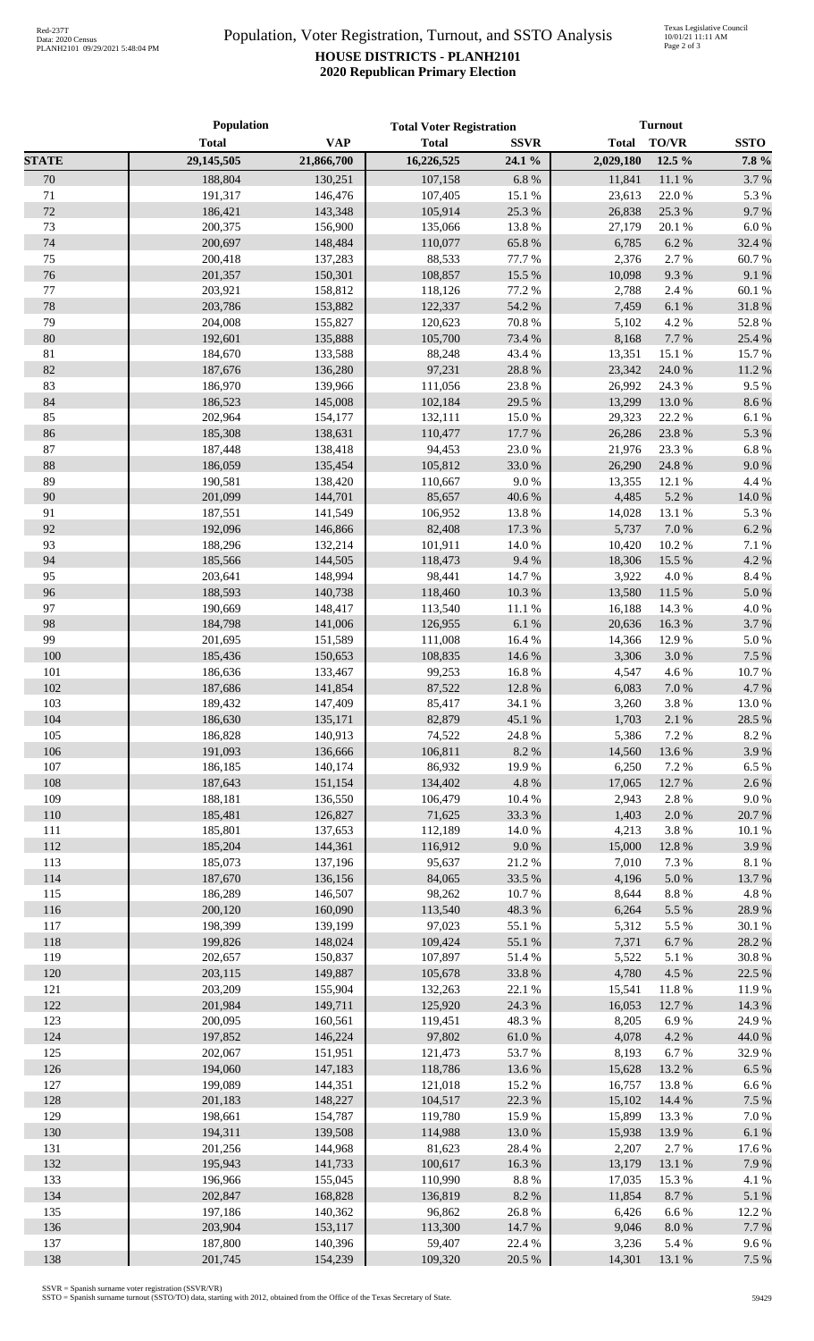# Population, Voter Registration, Turnout, and SSTO Analysis

**HOUSE DISTRICTS - PLANH2101**
**2020 Republican Primary Election**

| | Population | | Total Voter Registration | | Turnout | | |
|---|---|---|---|---|---|---|---|
| | Total | VAP | Total | SSVR | Total | TO/VR | SSTO |
| **STATE** | 29,145,505 | 21,866,700 | 16,226,525 | 24.1 % | 2,029,180 | 12.5 % | 7.8 % |
| 70 | 188,804 | 130,251 | 107,158 | 6.8 % | 11,841 | 11.1 % | 3.7 % |
| 71 | 191,317 | 146,476 | 107,405 | 15.1 % | 23,613 | 22.0 % | 5.3 % |
| 72 | 186,421 | 143,348 | 105,914 | 25.3 % | 26,838 | 25.3 % | 9.7 % |
| 73 | 200,375 | 156,900 | 135,066 | 13.8 % | 27,179 | 20.1 % | 6.0 % |
| 74 | 200,697 | 148,484 | 110,077 | 65.8 % | 6,785 | 6.2 % | 32.4 % |
| 75 | 200,418 | 137,283 | 88,533 | 77.7 % | 2,376 | 2.7 % | 60.7 % |
| 76 | 201,357 | 150,301 | 108,857 | 15.5 % | 10,098 | 9.3 % | 9.1 % |
| 77 | 203,921 | 158,812 | 118,126 | 77.2 % | 2,788 | 2.4 % | 60.1 % |
| 78 | 203,786 | 153,882 | 122,337 | 54.2 % | 7,459 | 6.1 % | 31.8 % |
| 79 | 204,008 | 155,827 | 120,623 | 70.8 % | 5,102 | 4.2 % | 52.8 % |
| 80 | 192,601 | 135,888 | 105,700 | 73.4 % | 8,168 | 7.7 % | 25.4 % |
| 81 | 184,670 | 133,588 | 88,248 | 43.4 % | 13,351 | 15.1 % | 15.7 % |
| 82 | 187,676 | 136,280 | 97,231 | 28.8 % | 23,342 | 24.0 % | 11.2 % |
| 83 | 186,970 | 139,966 | 111,056 | 23.8 % | 26,992 | 24.3 % | 9.5 % |
| 84 | 186,523 | 145,008 | 102,184 | 29.5 % | 13,299 | 13.0 % | 8.6 % |
| 85 | 202,964 | 154,177 | 132,111 | 15.0 % | 29,323 | 22.2 % | 6.1 % |
| 86 | 185,308 | 138,631 | 110,477 | 17.7 % | 26,286 | 23.8 % | 5.3 % |
| 87 | 187,448 | 138,418 | 94,453 | 23.0 % | 21,976 | 23.3 % | 6.8 % |
| 88 | 186,059 | 135,454 | 105,812 | 33.0 % | 26,290 | 24.8 % | 9.0 % |
| 89 | 190,581 | 138,420 | 110,667 | 9.0 % | 13,355 | 12.1 % | 4.4 % |
| 90 | 201,099 | 144,701 | 85,657 | 40.6 % | 4,485 | 5.2 % | 14.0 % |
| 91 | 187,551 | 141,549 | 106,952 | 13.8 % | 14,028 | 13.1 % | 5.3 % |
| 92 | 192,096 | 146,866 | 82,408 | 17.3 % | 5,737 | 7.0 % | 6.2 % |
| 93 | 188,296 | 132,214 | 101,911 | 14.0 % | 10,420 | 10.2 % | 7.1 % |
| 94 | 185,566 | 144,505 | 118,473 | 9.4 % | 18,306 | 15.5 % | 4.2 % |
| 95 | 203,641 | 148,994 | 98,441 | 14.7 % | 3,922 | 4.0 % | 8.4 % |
| 96 | 188,593 | 140,738 | 118,460 | 10.3 % | 13,580 | 11.5 % | 5.0 % |
| 97 | 190,669 | 148,417 | 113,540 | 11.1 % | 16,188 | 14.3 % | 4.0 % |
| 98 | 184,798 | 141,006 | 126,955 | 6.1 % | 20,636 | 16.3 % | 3.7 % |
| 99 | 201,695 | 151,589 | 111,008 | 16.4 % | 14,366 | 12.9 % | 5.0 % |
| 100 | 185,436 | 150,653 | 108,835 | 14.6 % | 3,306 | 3.0 % | 7.5 % |
| 101 | 186,636 | 133,467 | 99,253 | 16.8 % | 4,547 | 4.6 % | 10.7 % |
| 102 | 187,686 | 141,854 | 87,522 | 12.8 % | 6,083 | 7.0 % | 4.7 % |
| 103 | 189,432 | 147,409 | 85,417 | 34.1 % | 3,260 | 3.8 % | 13.0 % |
| 104 | 186,630 | 135,171 | 82,879 | 45.1 % | 1,703 | 2.1 % | 28.5 % |
| 105 | 186,828 | 140,913 | 74,522 | 24.8 % | 5,386 | 7.2 % | 8.2 % |
| 106 | 191,093 | 136,666 | 106,811 | 8.2 % | 14,560 | 13.6 % | 3.9 % |
| 107 | 186,185 | 140,174 | 86,932 | 19.9 % | 6,250 | 7.2 % | 6.5 % |
| 108 | 187,643 | 151,154 | 134,402 | 4.8 % | 17,065 | 12.7 % | 2.6 % |
| 109 | 188,181 | 136,550 | 106,479 | 10.4 % | 2,943 | 2.8 % | 9.0 % |
| 110 | 185,481 | 126,827 | 71,625 | 33.3 % | 1,403 | 2.0 % | 20.7 % |
| 111 | 185,801 | 137,653 | 112,189 | 14.0 % | 4,213 | 3.8 % | 10.1 % |
| 112 | 185,204 | 144,361 | 116,912 | 9.0 % | 15,000 | 12.8 % | 3.9 % |
| 113 | 185,073 | 137,196 | 95,637 | 21.2 % | 7,010 | 7.3 % | 8.1 % |
| 114 | 187,670 | 136,156 | 84,065 | 33.5 % | 4,196 | 5.0 % | 13.7 % |
| 115 | 186,289 | 146,507 | 98,262 | 10.7 % | 8,644 | 8.8 % | 4.8 % |
| 116 | 200,120 | 160,090 | 113,540 | 48.3 % | 6,264 | 5.5 % | 28.9 % |
| 117 | 198,399 | 139,199 | 97,023 | 55.1 % | 5,312 | 5.5 % | 30.1 % |
| 118 | 199,826 | 148,024 | 109,424 | 55.1 % | 7,371 | 6.7 % | 28.2 % |
| 119 | 202,657 | 150,837 | 107,897 | 51.4 % | 5,522 | 5.1 % | 30.8 % |
| 120 | 203,115 | 149,887 | 105,678 | 33.8 % | 4,780 | 4.5 % | 22.5 % |
| 121 | 203,209 | 155,904 | 132,263 | 22.1 % | 15,541 | 11.8 % | 11.9 % |
| 122 | 201,984 | 149,711 | 125,920 | 24.3 % | 16,053 | 12.7 % | 14.3 % |
| 123 | 200,095 | 160,561 | 119,451 | 48.3 % | 8,205 | 6.9 % | 24.9 % |
| 124 | 197,852 | 146,224 | 97,802 | 61.0 % | 4,078 | 4.2 % | 44.0 % |
| 125 | 202,067 | 151,951 | 121,473 | 53.7 % | 8,193 | 6.7 % | 32.9 % |
| 126 | 194,060 | 147,183 | 118,786 | 13.6 % | 15,628 | 13.2 % | 6.5 % |
| 127 | 199,089 | 144,351 | 121,018 | 15.2 % | 16,757 | 13.8 % | 6.6 % |
| 128 | 201,183 | 148,227 | 104,517 | 22.3 % | 15,102 | 14.4 % | 7.5 % |
| 129 | 198,661 | 154,787 | 119,780 | 15.9 % | 15,899 | 13.3 % | 7.0 % |
| 130 | 194,311 | 139,508 | 114,988 | 13.0 % | 15,938 | 13.9 % | 6.1 % |
| 131 | 201,256 | 144,968 | 81,623 | 28.4 % | 2,207 | 2.7 % | 17.6 % |
| 132 | 195,943 | 141,733 | 100,617 | 16.3 % | 13,179 | 13.1 % | 7.9 % |
| 133 | 196,966 | 155,045 | 110,990 | 8.8 % | 17,035 | 15.3 % | 4.1 % |
| 134 | 202,847 | 168,828 | 136,819 | 8.2 % | 11,854 | 8.7 % | 5.1 % |
| 135 | 197,186 | 140,362 | 96,862 | 26.8 % | 6,426 | 6.6 % | 12.2 % |
| 136 | 203,904 | 153,117 | 113,300 | 14.7 % | 9,046 | 8.0 % | 7.7 % |
| 137 | 187,800 | 140,396 | 59,407 | 22.4 % | 3,236 | 5.4 % | 9.6 % |
| 138 | 201,745 | 154,239 | 109,320 | 20.5 % | 14,301 | 13.1 % | 7.5 % |

SSVR = Spanish surname voter registration (SSVR/VR)
SSTO = Spanish surname turnout (SSTO/TO) data, starting with 2012, obtained from the Office of the Texas Secretary of State.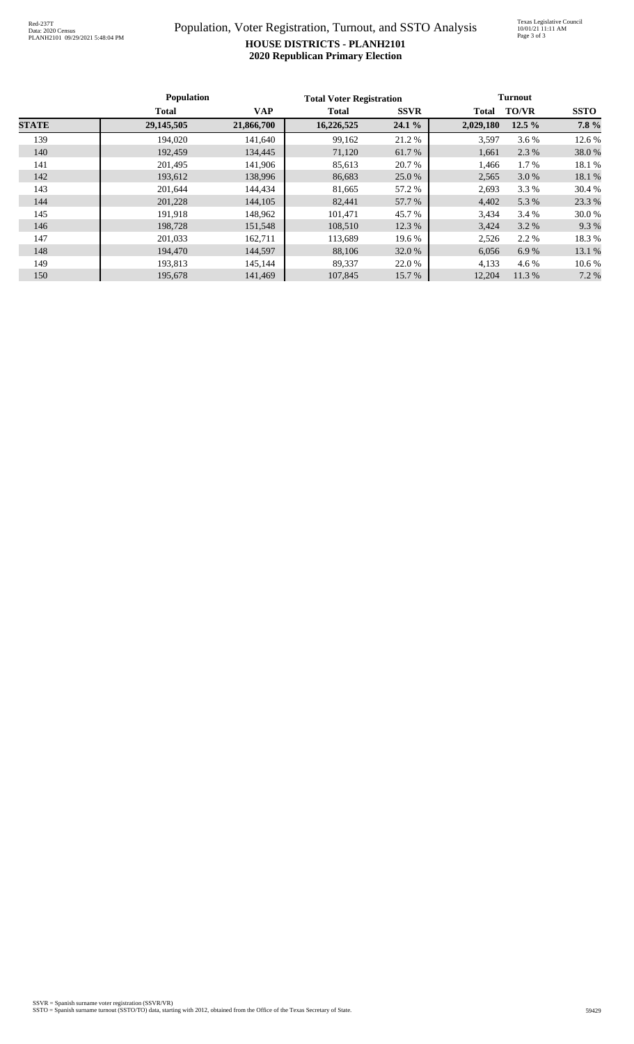# Population, Voter Registration, Turnout, and SSTO Analysis

## HOUSE DISTRICTS - PLANH2101

## 2020 Republican Primary Election

| | Population | | Total Voter Registration | | Turnout | | |
|---|---|---|---|---|---|---|---|
| | Total | VAP | Total | SSVR | Total | TO/VR | SSTO |
| **STATE** | **29,145,505** | **21,866,700** | **16,226,525** | **24.1 %** | **2,029,180** | **12.5 %** | **7.8 %** |
| 139 | 194,020 | 141,640 | 99,162 | 21.2 % | 3,597 | 3.6 % | 12.6 % |
| 140 | 192,459 | 134,445 | 71,120 | 61.7 % | 1,661 | 2.3 % | 38.0 % |
| 141 | 201,495 | 141,906 | 85,613 | 20.7 % | 1,466 | 1.7 % | 18.1 % |
| 142 | 193,612 | 138,996 | 86,683 | 25.0 % | 2,565 | 3.0 % | 18.1 % |
| 143 | 201,644 | 144,434 | 81,665 | 57.2 % | 2,693 | 3.3 % | 30.4 % |
| 144 | 201,228 | 144,105 | 82,441 | 57.7 % | 4,402 | 5.3 % | 23.3 % |
| 145 | 191,918 | 148,962 | 101,471 | 45.7 % | 3,434 | 3.4 % | 30.0 % |
| 146 | 198,728 | 151,548 | 108,510 | 12.3 % | 3,424 | 3.2 % | 9.3 % |
| 147 | 201,033 | 162,711 | 113,689 | 19.6 % | 2,526 | 2.2 % | 18.3 % |
| 148 | 194,470 | 144,597 | 88,106 | 32.0 % | 6,056 | 6.9 % | 13.1 % |
| 149 | 193,813 | 145,144 | 89,337 | 22.0 % | 4,133 | 4.6 % | 10.6 % |
| 150 | 195,678 | 141,469 | 107,845 | 15.7 % | 12,204 | 11.3 % | 7.2 % |

SSVR = Spanish surname voter registration (SSVR/VR)
SSTO = Spanish surname turnout (SSTO/TO) data, starting with 2012, obtained from the Office of the Texas Secretary of State.